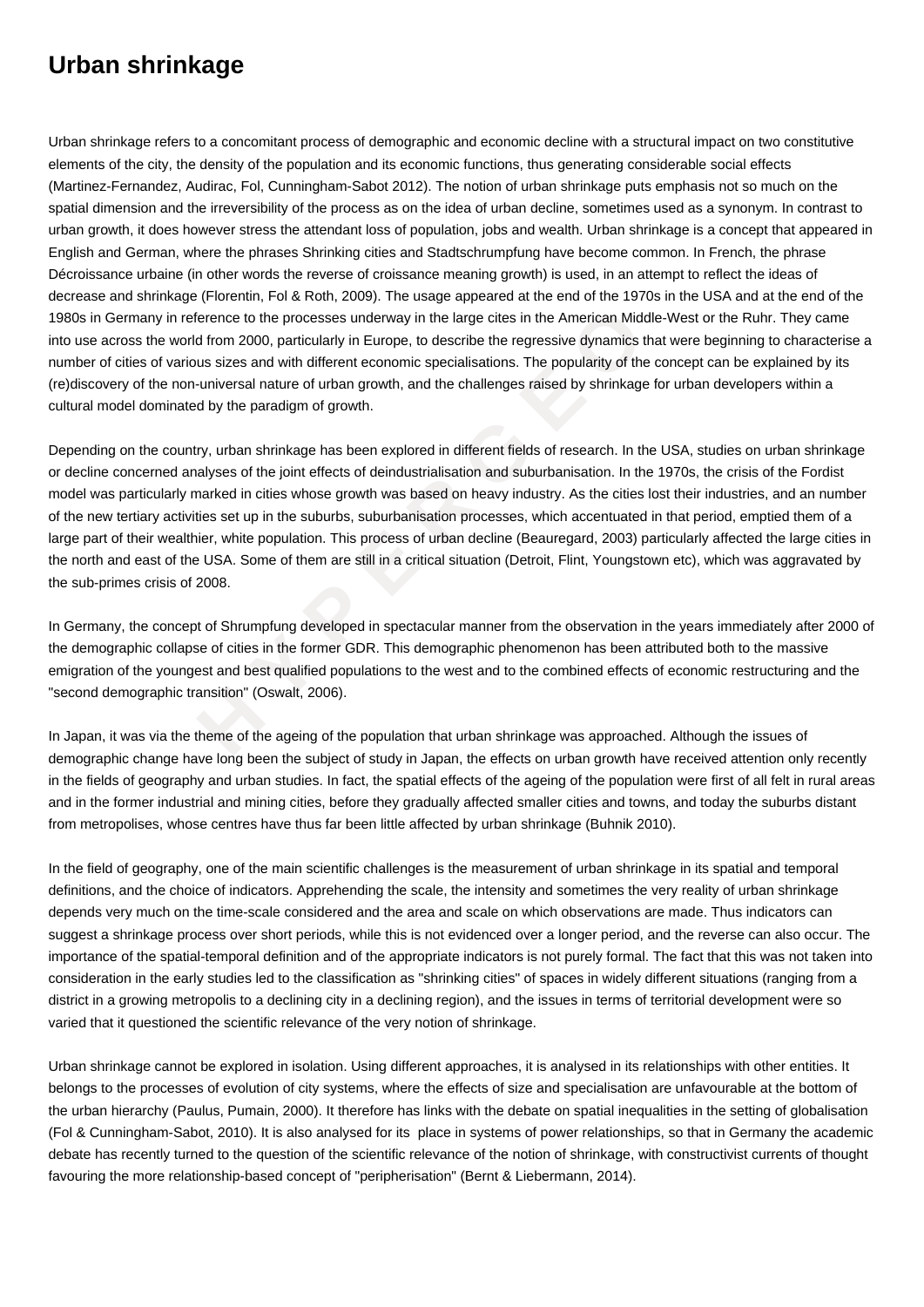# Urban shrinkage

Urban shrinkage refers to a concomitant process of demographic and economic decline with a structural impact on two constitutive elements of the city, the density of the population and its economic functions, thus generating considerable social effects (Martinez-Fernandez, Audirac, Fol, Cunningham-Sabot 2012). The notion of urban shrinkage puts emphasis not so much on the spatial dimension and the irreversibility of the process as on the idea of urban decline, sometimes used as a synonym. In contrast to urban growth, it does however stress the attendant loss of population, jobs and wealth. Urban shrinkage is a concept that appeared in English and German, where the phrases Shrinking cities and Stadtschrumpfung have become common. In French, the phrase Décroissance urbaine (in other words the reverse of croissance meaning growth) is used, in an attempt to reflect the ideas of decrease and shrinkage (Florentin, Fol & Roth, 2009). The usage appeared at the end of the 1970s in the USA and at the end of the 1980s in Germany in reference to the processes underway in the large cites in the American Middle-West or the Ruhr. They came into use across the world from 2000, particularly in Europe, to describe the regressive dynamics that were beginning to characterise a number of cities of various sizes and with different economic specialisations. The popularity of the concept can be explained by its (re)discovery of the non-universal nature of urban growth, and the challenges raised by shrinkage for urban developers within a cultural model dominated by the paradigm of growth.

Depending on the country, urban shrinkage has been explored in different fields of research. In the USA, studies on urban shrinkage or decline concerned analyses of the joint effects of deindustrialisation and suburbanisation. In the 1970s, the crisis of the Fordist model was particularly marked in cities whose growth was based on heavy industry. As the cities lost their industries, and an number of the new tertiary activities set up in the suburbs, suburbanisation processes, which accentuated in that period, emptied them of a large part of their wealthier, white population. This process of urban decline (Beauregard, 2003) particularly affected the large cities in the north and east of the USA. Some of them are still in a critical situation (Detroit, Flint, Youngstown etc), which was aggravated by the sub-primes crisis of 2008.

In Germany, the concept of Shrumpfung developed in spectacular manner from the observation in the years immediately after 2000 of the demographic collapse of cities in the former GDR. This demographic phenomenon has been attributed both to the massive emigration of the youngest and best qualified populations to the west and to the combined effects of economic restructuring and the "second demographic transition" (Oswalt, 2006).

In Japan, it was via the theme of the ageing of the population that urban shrinkage was approached. Although the issues of demographic change have long been the subject of study in Japan, the effects on urban growth have received attention only recently in the fields of geography and urban studies. In fact, the spatial effects of the ageing of the population were first of all felt in rural areas and in the former industrial and mining cities, before they gradually affected smaller cities and towns, and today the suburbs distant from metropolises, whose centres have thus far been little affected by urban shrinkage (Buhnik 2010).

In the field of geography, one of the main scientific challenges is the measurement of urban shrinkage in its spatial and temporal definitions, and the choice of indicators. Apprehending the scale, the intensity and sometimes the very reality of urban shrinkage depends very much on the time-scale considered and the area and scale on which observations are made. Thus indicators can suggest a shrinkage process over short periods, while this is not evidenced over a longer period, and the reverse can also occur. The importance of the spatial-temporal definition and of the appropriate indicators is not purely formal. The fact that this was not taken into consideration in the early studies led to the classification as "shrinking cities" of spaces in widely different situations (ranging from a district in a growing metropolis to a declining city in a declining region), and the issues in terms of territorial development were so varied that it questioned the scientific relevance of the very notion of shrinkage.

Urban shrinkage cannot be explored in isolation. Using different approaches, it is analysed in its relationships with other entities. It belongs to the processes of evolution of city systems, where the effects of size and specialisation are unfavourable at the bottom of the urban hierarchy (Paulus, Pumain, 2000). It therefore has links with the debate on spatial inequalities in the setting of globalisation (Fol & Cunningham-Sabot, 2010). It is also analysed for its place in systems of power relationships, so that in Germany the academic debate has recently turned to the question of the scientific relevance of the notion of shrinkage, with constructivist currents of thought favouring the more relationship-based concept of "peripherisation" (Bernt & Liebermann, 2014).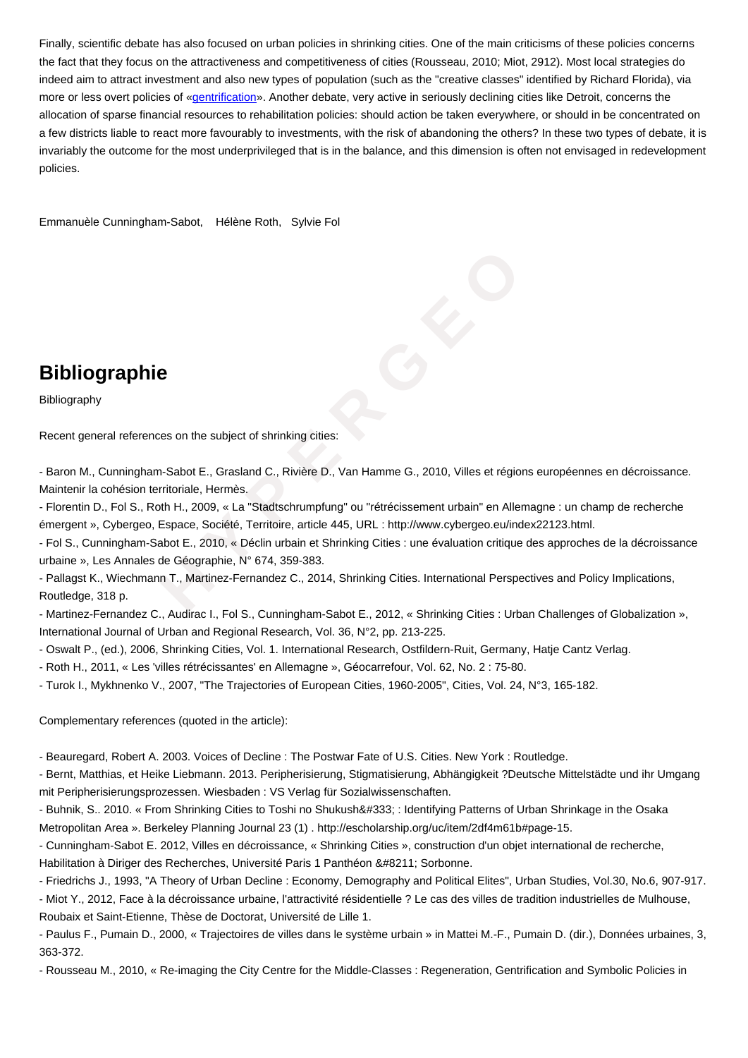Finally, scientific debate has also focused on urban policies in shrinking cities. One of the main criticisms of these policies concerns the fact that they focus on the attractiveness and competitiveness of cities (Rousseau, 2010; Miot, 2912). Most local strategies do indeed aim to attract investment and also new types of population (such as the "creative classes" identified by Richard Florida), via more or less overt policies of «gentrification». Another debate, very active in seriously declining cities like Detroit, concerns the allocation of sparse financial resources to rehabilitation policies: should action be taken everywhere, or should in be concentrated on a few districts liable to react more favourably to investments, with the risk of abandoning the others? In these two types of debate, it is invariably the outcome for the most underprivileged that is in the balance, and this dimension is often not envisaged in redevelopment policies.

Emmanuèle Cunningham-Sabot, Hélène Roth, Sylvie Fol

## Bibliographie

Bibliography

Recent general references on the subject of shrinking cities:

- Baron M., Cunningham-Sabot E., Grasland C., Rivière D., Van Hamme G., 2010, Villes et régions européennes en décroissance. Maintenir la cohésion territoriale, Hermès.
- Florentin D., Fol S., Roth H., 2009, « La "Stadtschrumpfung" ou "rétrécissement urbain" en Allemagne : un champ de recherche émergent », Cybergeo, Espace, Société, Territoire, article 445, URL : http://www.cybergeo.eu/index22123.html.
- Fol S., Cunningham-Sabot E., 2010, « Déclin urbain et Shrinking Cities : une évaluation critique des approches de la décroissance urbaine », Les Annales de Géographie, N° 674, 359-383.
- Pallagst K., Wiechmann T., Martinez-Fernandez C., 2014, Shrinking Cities. International Perspectives and Policy Implications, Routledge, 318 p.
- Martinez-Fernandez C., Audirac I., Fol S., Cunningham-Sabot E., 2012, « Shrinking Cities : Urban Challenges of Globalization », International Journal of Urban and Regional Research, Vol. 36, N°2, pp. 213-225.
- Oswalt P., (ed.), 2006, Shrinking Cities, Vol. 1. International Research, Ostfildern-Ruit, Germany, Hatje Cantz Verlag.
- Roth H., 2011, « Les 'villes rétrécissantes' en Allemagne », Géocarrefour, Vol. 62, No. 2 : 75-80.
- Turok I., Mykhnenko V., 2007, "The Trajectories of European Cities, 1960-2005", Cities, Vol. 24, N°3, 165-182.

Complementary references (quoted in the article):

- Beauregard, Robert A. 2003. Voices of Decline : The Postwar Fate of U.S. Cities. New York : Routledge.
- Bernt, Matthias, et Heike Liebmann. 2013. Peripherisierung, Stigmatisierung, Abhängigkeit ?Deutsche Mittelstädte und ihr Umgang mit Peripherisierungsprozessen. Wiesbaden : VS Verlag für Sozialwissenschaften.
- Buhnik, S.. 2010. « From Shrinking Cities to Toshi no Shukush&#333; : Identifying Patterns of Urban Shrinkage in the Osaka Metropolitan Area ». Berkeley Planning Journal 23 (1) . http://escholarship.org/uc/item/2df4m61b#page-15.
- Cunningham-Sabot E. 2012, Villes en décroissance, « Shrinking Cities », construction d'un objet international de recherche, Habilitation à Diriger des Recherches, Université Paris 1 Panthéon &#8211; Sorbonne.
- Friedrichs J., 1993, "A Theory of Urban Decline : Economy, Demography and Political Elites", Urban Studies, Vol.30, No.6, 907-917.
- Miot Y., 2012, Face à la décroissance urbaine, l'attractivité résidentielle ? Le cas des villes de tradition industrielles de Mulhouse, Roubaix et Saint-Etienne, Thèse de Doctorat, Université de Lille 1.
- Paulus F., Pumain D., 2000, « Trajectoires de villes dans le système urbain » in Mattei M.-F., Pumain D. (dir.), Données urbaines, 3, 363-372.
- Rousseau M., 2010, « Re-imaging the City Centre for the Middle-Classes : Regeneration, Gentrification and Symbolic Policies in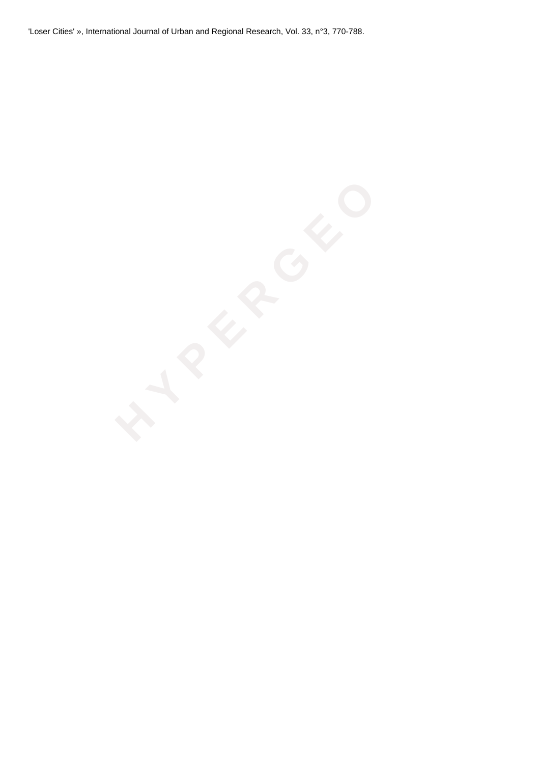'Loser Cities' », International Journal of Urban and Regional Research, Vol. 33, n°3, 770-788.